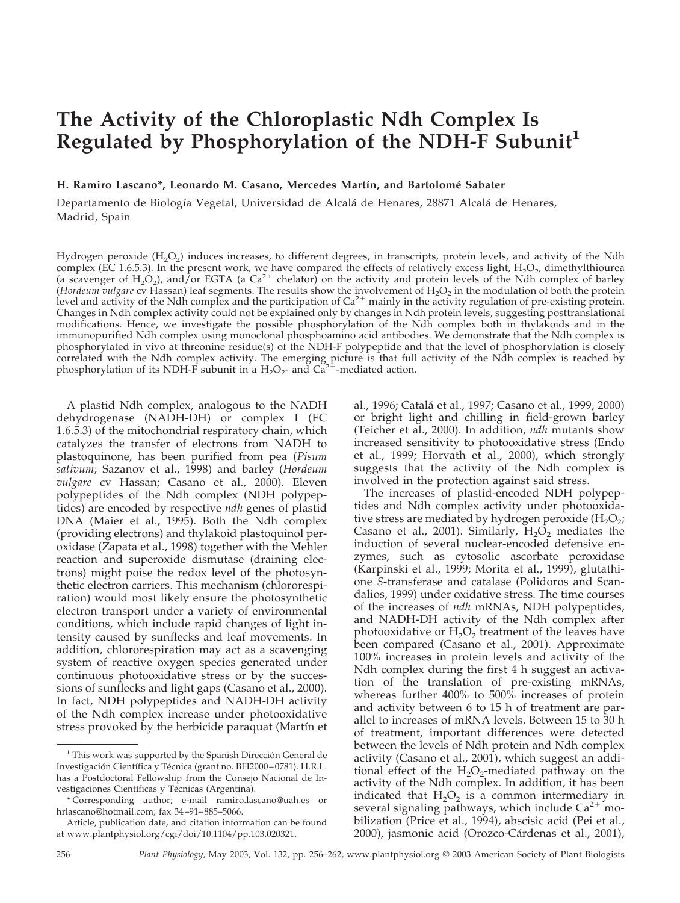# The Activity of the Chloroplastic Ndh Complex Is Regulated by Phosphorylation of the NDH-F Subunit[1]

**H. Ramiro Lascano\*, Leonardo M. Casano, Mercedes Martín, and Bartolomé Sabater**

Departamento de Biología Vegetal, Universidad de Alcalá de Henares, 28871 Alcalá de Henares, Madrid, Spain

Hydrogen peroxide ($H_2O_2$) induces increases, to different degrees, in transcripts, protein levels, and activity of the Ndh complex (EC 1.6.5.3). In the present work, we have compared the effects of relatively excess light, $H_2O_2$, dimethylthiourea (a scavenger of $H_2O_2$), and/or EGTA (a $Ca^{2+}$ chelator) on the activity and protein levels of the Ndh complex of barley (*Hordeum vulgare* cv Hassan) leaf segments. The results show the involvement of $H_2O_2$ in the modulation of both the protein level and activity of the Ndh complex and the participation of $Ca^{2+}$ mainly in the activity regulation of pre-existing protein. Changes in Ndh complex activity could not be explained only by changes in Ndh protein levels, suggesting posttranslational modifications. Hence, we investigate the possible phosphorylation of the Ndh complex both in thylakoids and in the immunopurified Ndh complex using monoclonal phosphoamino acid antibodies. We demonstrate that the Ndh complex is phosphorylated in vivo at threonine residue(s) of the NDH-F polypeptide and that the level of phosphorylation is closely correlated with the Ndh complex activity. The emerging picture is that full activity of the Ndh complex is reached by phosphorylation of its NDH-F subunit in a $H_2O_2$- and $Ca^{2+}$-mediated action.

A plastid Ndh complex, analogous to the NADH dehydrogenase (NADH-DH) or complex I (EC 1.6.5.3) of the mitochondrial respiratory chain, which catalyzes the transfer of electrons from NADH to plastoquinone, has been purified from pea (*Pisum sativum*; Sazanov et al., 1998) and barley (*Hordeum vulgare* cv Hassan; Casano et al., 2000). Eleven polypeptides of the Ndh complex (NDH polypeptides) are encoded by respective *ndh* genes of plastid DNA (Maier et al., 1995). Both the Ndh complex (providing electrons) and thylakoid plastoquinol peroxidase (Zapata et al., 1998) together with the Mehler reaction and superoxide dismutase (draining electrons) might poise the redox level of the photosynthetic electron carriers. This mechanism (chlororespiration) would most likely ensure the photosynthetic electron transport under a variety of environmental conditions, which include rapid changes of light intensity caused by sunflecks and leaf movements. In addition, chlororespiration may act as a scavenging system of reactive oxygen species generated under continuous photooxidative stress or by the successions of sunflecks and light gaps (Casano et al., 2000). In fact, NDH polypeptides and NADH-DH activity of the Ndh complex increase under photooxidative stress provoked by the herbicide paraquat (Martín et al., 1996; Catalá et al., 1997; Casano et al., 1999, 2000) or bright light and chilling in field-grown barley (Teicher et al., 2000). In addition, *ndh* mutants show increased sensitivity to photooxidative stress (Endo et al., 1999; Horvath et al., 2000), which strongly suggests that the activity of the Ndh complex is involved in the protection against said stress.

The increases of plastid-encoded NDH polypeptides and Ndh complex activity under photooxidative stress are mediated by hydrogen peroxide ($H_2O_2$; Casano et al., 2001). Similarly, $H_2O_2$ mediates the induction of several nuclear-encoded defensive enzymes, such as cytosolic ascorbate peroxidase (Karpinski et al., 1999; Morita et al., 1999), glutathione *S*-transferase and catalase (Polidoros and Scandalios, 1999) under oxidative stress. The time courses of the increases of *ndh* mRNAs, NDH polypeptides, and NADH-DH activity of the Ndh complex after photooxidative or $H_2O_2$ treatment of the leaves have been compared (Casano et al., 2001). Approximate 100% increases in protein levels and activity of the Ndh complex during the first 4 h suggest an activation of the translation of pre-existing mRNAs, whereas further 400% to 500% increases of protein and activity between 6 to 15 h of treatment are parallel to increases of mRNA levels. Between 15 to 30 h of treatment, important differences were detected between the levels of Ndh protein and Ndh complex activity (Casano et al., 2001), which suggest an additional effect of the $H_2O_2$-mediated pathway on the activity of the Ndh complex. In addition, it has been indicated that $H_2O_2$ is a common intermediary in several signaling pathways, which include $Ca^{2+}$ mobilization (Price et al., 1994), abscisic acid (Pei et al., 2000), jasmonic acid (Orozco-Cárdenas et al., 2001),

[1] This work was supported by the Spanish Dirección General de Investigación Científica y Técnica (grant no. BFI2000–0781). H.R.L. has a Postdoctoral Fellowship from the Consejo Nacional de Investigaciones Científicas y Técnicas (Argentina).

\* Corresponding author; e-mail ramiro.lascano@uah.es or hrlascano@hotmail.com; fax 34–91–885–5066.

Article, publication date, and citation information can be found at www.plantphysiol.org/cgi/doi/10.1104/pp.103.020321.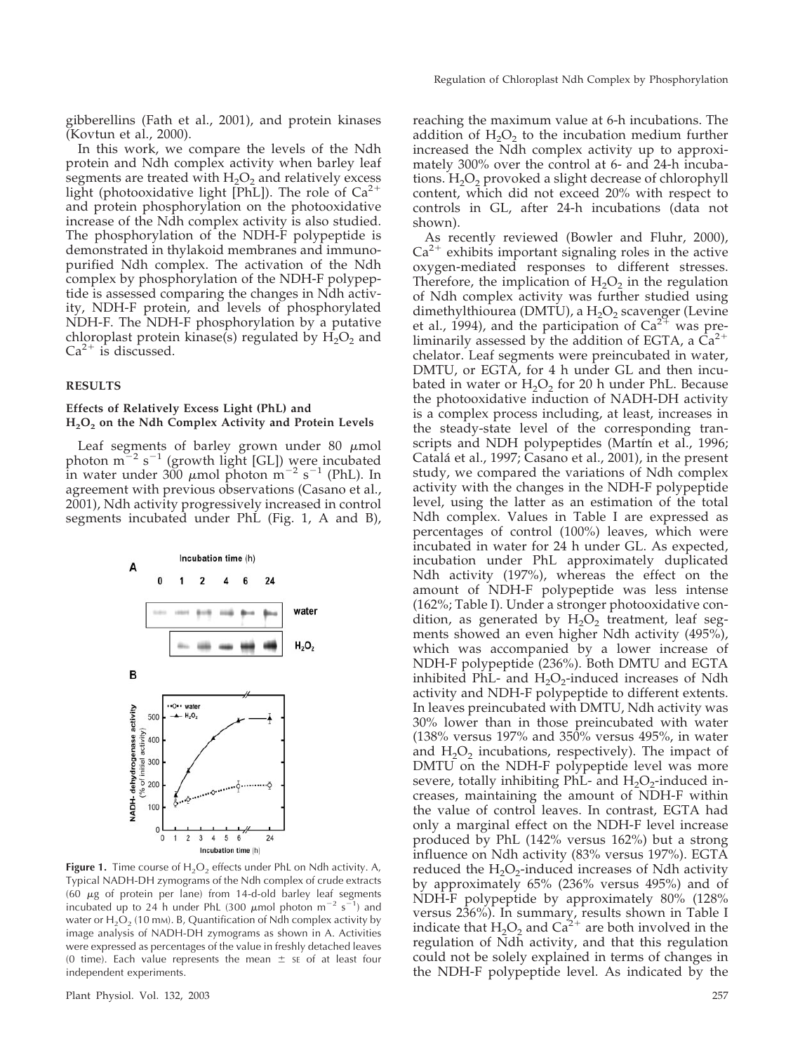gibberellins (Fath et al., 2001), and protein kinases (Kovtun et al., 2000).

In this work, we compare the levels of the Ndh protein and Ndh complex activity when barley leaf segments are treated with $H_2O_2$ and relatively excess light (photooxidative light [PhL]). The role of $Ca^{2+}$ and protein phosphorylation on the photooxidative increase of the Ndh complex activity is also studied. The phosphorylation of the NDH-F polypeptide is demonstrated in thylakoid membranes and immunopurified Ndh complex. The activation of the Ndh complex by phosphorylation of the NDH-F polypeptide is assessed comparing the changes in Ndh activity, NDH-F protein, and levels of phosphorylated NDH-F. The NDH-F phosphorylation by a putative chloroplast protein kinase(s) regulated by $H_2O_2$ and $Ca^{2+}$ is discussed.

## RESULTS

### Effects of Relatively Excess Light (PhL) and $H_2O_2$ on the Ndh Complex Activity and Protein Levels

Leaf segments of barley grown under 80 μmol photon $m^{-2}$ $s^{-1}$ (growth light [GL]) were incubated in water under 300 μmol photon $m^{-2}$ $s^{-1}$ (PhL). In agreement with previous observations (Casano et al., 2001), Ndh activity progressively increased in control segments incubated under PhL (Fig. 1, A and B), reaching the maximum value at 6-h incubations. The addition of $H_2O_2$ to the incubation medium further increased the Ndh complex activity up to approximately 300% over the control at 6- and 24-h incubations. $H_2O_2$ provoked a slight decrease of chlorophyll content, which did not exceed 20% with respect to controls in GL, after 24-h incubations (data not shown).

**Figure 1.** Time course of $H_2O_2$ effects under PhL on Ndh activity. A, Typical NADH-DH zymograms of the Ndh complex of crude extracts (60 μg of protein per lane) from 14-d-old barley leaf segments incubated up to 24 h under PhL (300 μmol photon $m^{-2}$ $s^{-1}$) and water or $H_2O_2$ (10 mM). B, Quantification of Ndh complex activity by image analysis of NADH-DH zymograms as shown in A. Activities were expressed as percentages of the value in freshly detached leaves (0 time). Each value represents the mean ± SE of at least four independent experiments.

As recently reviewed (Bowler and Fluhr, 2000), $Ca^{2+}$ exhibits important signaling roles in the active oxygen-mediated responses to different stresses. Therefore, the implication of $H_2O_2$ in the regulation of Ndh complex activity was further studied using dimethylthiourea (DMTU), a $H_2O_2$ scavenger (Levine et al., 1994), and the participation of $Ca^{2+}$ was preliminarily assessed by the addition of EGTA, a $Ca^{2+}$ chelator. Leaf segments were preincubated in water, DMTU, or EGTA, for 4 h under GL and then incubated in water or $H_2O_2$ for 20 h under PhL. Because the photooxidative induction of NADH-DH activity is a complex process including, at least, increases in the steady-state level of the corresponding transcripts and NDH polypeptides (Martín et al., 1996; Catalá et al., 1997; Casano et al., 2001), in the present study, we compared the variations of Ndh complex activity with the changes in the NDH-F polypeptide level, using the latter as an estimation of the total Ndh complex. Values in Table I are expressed as percentages of control (100%) leaves, which were incubated in water for 24 h under GL. As expected, incubation under PhL approximately duplicated Ndh activity (197%), whereas the effect on the amount of NDH-F polypeptide was less intense (162%; Table I). Under a stronger photooxidative condition, as generated by $H_2O_2$ treatment, leaf segments showed an even higher Ndh activity (495%), which was accompanied by a lower increase of NDH-F polypeptide (236%). Both DMTU and EGTA inhibited PhL- and $H_2O_2$-induced increases of Ndh activity and NDH-F polypeptide to different extents. In leaves preincubated with DMTU, Ndh activity was 30% lower than in those preincubated with water (138% versus 197% and 350% versus 495%, in water and $H_2O_2$ incubations, respectively). The impact of DMTU on the NDH-F polypeptide level was more severe, totally inhibiting PhL- and $H_2O_2$-induced increases, maintaining the amount of NDH-F within the value of control leaves. In contrast, EGTA had only a marginal effect on the NDH-F level increase produced by PhL (142% versus 162%) but a strong influence on Ndh activity (83% versus 197%). EGTA reduced the $H_2O_2$-induced increases of Ndh activity by approximately 65% (236% versus 495%) and of NDH-F polypeptide by approximately 80% (128% versus 236%). In summary, results shown in Table I indicate that $H_2O_2$ and $Ca^{2+}$ are both involved in the regulation of Ndh activity, and that this regulation could not be solely explained in terms of changes in the NDH-F polypeptide level. As indicated by the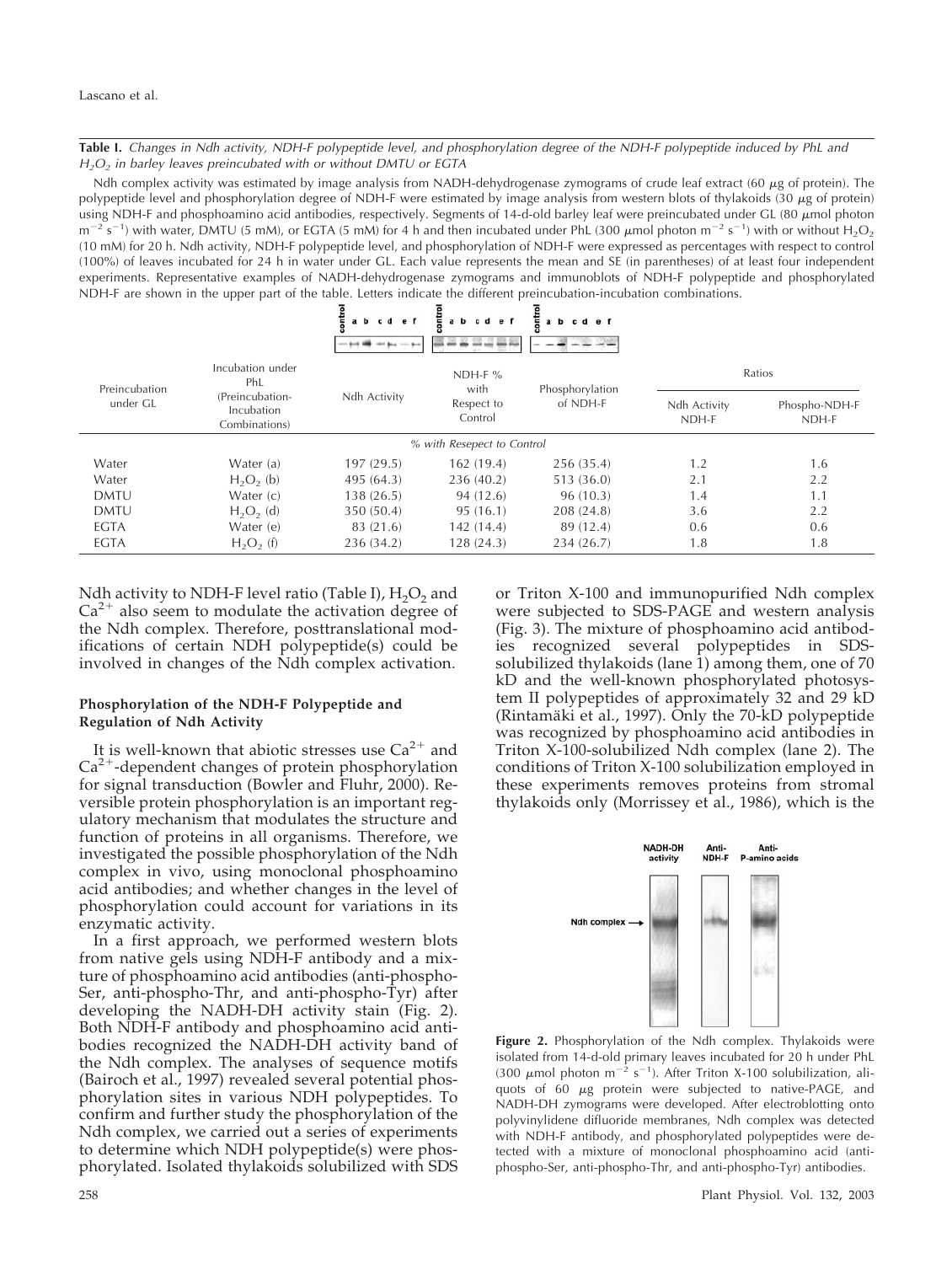**Table I.** *Changes in Ndh activity, NDH-F polypeptide level, and phosphorylation degree of the NDH-F polypeptide induced by PhL and $H_2O_2$ in barley leaves preincubated with or without DMTU or EGTA*

Ndh complex activity was estimated by image analysis from NADH-dehydrogenase zymograms of crude leaf extract (60 $\mu$g of protein). The polypeptide level and phosphorylation degree of NDH-F were estimated by image analysis from western blots of thylakoids (30 $\mu$g of protein) using NDH-F and phosphoamino acid antibodies, respectively. Segments of 14-d-old barley leaf were preincubated under GL (80 $\mu$mol photon $m^{-2}$ $s^{-1}$) with water, DMTU (5 mM), or EGTA (5 mM) for 4 h and then incubated under PhL (300 $\mu$mol photon $m^{-2}$ $s^{-1}$) with or without $H_2O_2$ (10 mM) for 20 h. Ndh activity, NDH-F polypeptide level, and phosphorylation of NDH-F were expressed as percentages with respect to control (100%) of leaves incubated for 24 h in water under GL. Each value represents the mean and SE (in parentheses) of at least four independent experiments. Representative examples of NADH-dehydrogenase zymograms and immunoblots of NDH-F polypeptide and phosphorylated NDH-F are shown in the upper part of the table. Letters indicate the different preincubation-incubation combinations.

| Preincubation under GL | Incubation under PhL (Preincubation-Incubation Combinations) | Ndh Activity | NDH-F % with Respect to Control | Phosphorylation of NDH-F | Ratios | |
|---|---|---|---|---|---|---|
| | | | | | Ndh Activity NDH-F | Phospho-NDH-F NDH-F |
| | | *% with Resepect to Control* | | | | |
| Water | Water (a) | 197 (29.5) | 162 (19.4) | 256 (35.4) | 1.2 | 1.6 |
| Water | $H_2O_2$ (b) | 495 (64.3) | 236 (40.2) | 513 (36.0) | 2.1 | 2.2 |
| DMTU | Water (c) | 138 (26.5) | 94 (12.6) | 96 (10.3) | 1.4 | 1.1 |
| DMTU | $H_2O_2$ (d) | 350 (50.4) | 95 (16.1) | 208 (24.8) | 3.6 | 2.2 |
| EGTA | Water (e) | 83 (21.6) | 142 (14.4) | 89 (12.4) | 0.6 | 0.6 |
| EGTA | $H_2O_2$ (f) | 236 (34.2) | 128 (24.3) | 234 (26.7) | 1.8 | 1.8 |

Ndh activity to NDH-F level ratio (Table I), $H_2O_2$ and $Ca^{2+}$ also seem to modulate the activation degree of the Ndh complex. Therefore, posttranslational modifications of certain NDH polypeptide(s) could be involved in changes of the Ndh complex activation.

### Phosphorylation of the NDH-F Polypeptide and Regulation of Ndh Activity

It is well-known that abiotic stresses use $Ca^{2+}$ and $Ca^{2+}$-dependent changes of protein phosphorylation for signal transduction (Bowler and Fluhr, 2000). Reversible protein phosphorylation is an important regulatory mechanism that modulates the structure and function of proteins in all organisms. Therefore, we investigated the possible phosphorylation of the Ndh complex in vivo, using monoclonal phosphoamino acid antibodies; and whether changes in the level of phosphorylation could account for variations in its enzymatic activity.

In a first approach, we performed western blots from native gels using NDH-F antibody and a mixture of phosphoamino acid antibodies (anti-phospho-Ser, anti-phospho-Thr, and anti-phospho-Tyr) after developing the NADH-DH activity stain (Fig. 2). Both NDH-F antibody and phosphoamino acid antibodies recognized the NADH-DH activity band of the Ndh complex. The analyses of sequence motifs (Bairoch et al., 1997) revealed several potential phosphorylation sites in various NDH polypeptides. To confirm and further study the phosphorylation of the Ndh complex, we carried out a series of experiments to determine which NDH polypeptide(s) were phosphorylated. Isolated thylakoids solubilized with SDS or Triton X-100 and immunopurified Ndh complex were subjected to SDS-PAGE and western analysis (Fig. 3). The mixture of phosphoamino acid antibodies recognized several polypeptides in SDS-solubilized thylakoids (lane 1) among them, one of 70 kD and the well-known phosphorylated photosystem II polypeptides of approximately 32 and 29 kD (Rintamäki et al., 1997). Only the 70-kD polypeptide was recognized by phosphoamino acid antibodies in Triton X-100-solubilized Ndh complex (lane 2). The conditions of Triton X-100 solubilization employed in these experiments removes proteins from stromal thylakoids only (Morrissey et al., 1986), which is the

**Figure 2.** Phosphorylation of the Ndh complex. Thylakoids were isolated from 14-d-old primary leaves incubated for 20 h under PhL (300 $\mu$mol photon $m^{-2}$ $s^{-1}$). After Triton X-100 solubilization, aliquots of 60 $\mu$g protein were subjected to native-PAGE, and NADH-DH zymograms were developed. After electroblotting onto polyvinylidene difluoride membranes, Ndh complex was detected with NDH-F antibody, and phosphorylated polypeptides were detected with a mixture of monoclonal phosphoamino acid (anti-phospho-Ser, anti-phospho-Thr, and anti-phospho-Tyr) antibodies.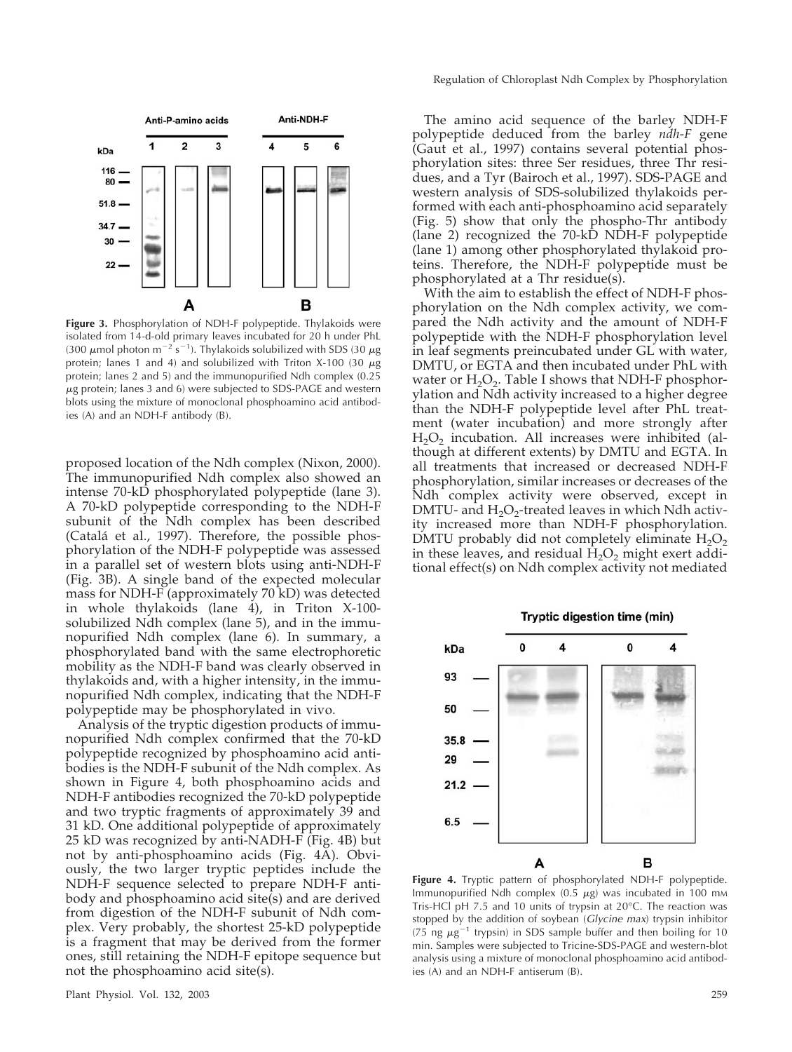**Figure 3.** Phosphorylation of NDH-F polypeptide. Thylakoids were isolated from 14-d-old primary leaves incubated for 20 h under PhL (300 $\mu$mol photon $m^{-2}$ $s^{-1}$). Thylakoids solubilized with SDS (30 $\mu$g protein; lanes 1 and 4) and solubilized with Triton X-100 (30 $\mu$g protein; lanes 2 and 5) and the immunopurified Ndh complex (0.25 $\mu$g protein; lanes 3 and 6) were subjected to SDS-PAGE and western blots using the mixture of monoclonal phosphoamino acid antibodies (A) and an NDH-F antibody (B).

proposed location of the Ndh complex (Nixon, 2000). The immunopurified Ndh complex also showed an intense 70-kD phosphorylated polypeptide (lane 3). A 70-kD polypeptide corresponding to the NDH-F subunit of the Ndh complex has been described (Catalá et al., 1997). Therefore, the possible phosphorylation of the NDH-F polypeptide was assessed in a parallel set of western blots using anti-NDH-F (Fig. 3B). A single band of the expected molecular mass for NDH-F (approximately 70 kD) was detected in whole thylakoids (lane 4), in Triton X-100-solubilized Ndh complex (lane 5), and in the immunopurified Ndh complex (lane 6). In summary, a phosphorylated band with the same electrophoretic mobility as the NDH-F band was clearly observed in thylakoids and, with a higher intensity, in the immunopurified Ndh complex, indicating that the NDH-F polypeptide may be phosphorylated in vivo.

Analysis of the tryptic digestion products of immunopurified Ndh complex confirmed that the 70-kD polypeptide recognized by phosphoamino acid antibodies is the NDH-F subunit of the Ndh complex. As shown in Figure 4, both phosphoamino acids and NDH-F antibodies recognized the 70-kD polypeptide and two tryptic fragments of approximately 39 and 31 kD. One additional polypeptide of approximately 25 kD was recognized by anti-NADH-F (Fig. 4B) but not by anti-phosphoamino acids (Fig. 4A). Obviously, the two larger tryptic peptides include the NDH-F sequence selected to prepare NDH-F antibody and phosphoamino acid site(s) and are derived from digestion of the NDH-F subunit of Ndh complex. Very probably, the shortest 25-kD polypeptide is a fragment that may be derived from the former ones, still retaining the NDH-F epitope sequence but not the phosphoamino acid site(s).

The amino acid sequence of the barley NDH-F polypeptide deduced from the barley *ndh-F* gene (Gaut et al., 1997) contains several potential phosphorylation sites: three Ser residues, three Thr residues, and a Tyr (Bairoch et al., 1997). SDS-PAGE and western analysis of SDS-solubilized thylakoids performed with each anti-phosphoamino acid separately (Fig. 5) show that only the phospho-Thr antibody (lane 2) recognized the 70-kD NDH-F polypeptide (lane 1) among other phosphorylated thylakoid proteins. Therefore, the NDH-F polypeptide must be phosphorylated at a Thr residue(s).

With the aim to establish the effect of NDH-F phosphorylation on the Ndh complex activity, we compared the Ndh activity and the amount of NDH-F polypeptide with the NDH-F phosphorylation level in leaf segments preincubated under GL with water, DMTU, or EGTA and then incubated under PhL with water or $H_2O_2$. Table I shows that NDH-F phosphorylation and Ndh activity increased to a higher degree than the NDH-F polypeptide level after PhL treatment (water incubation) and more strongly after $H_2O_2$ incubation. All increases were inhibited (although at different extents) by DMTU and EGTA. In all treatments that increased or decreased NDH-F phosphorylation, similar increases or decreases of the Ndh complex activity were observed, except in DMTU- and $H_2O_2$-treated leaves in which Ndh activity increased more than NDH-F phosphorylation. DMTU probably did not completely eliminate $H_2O_2$ in these leaves, and residual $H_2O_2$ might exert additional effect(s) on Ndh complex activity not mediated

**Figure 4.** Tryptic pattern of phosphorylated NDH-F polypeptide. Immunopurified Ndh complex (0.5 $\mu$g) was incubated in 100 mM Tris-HCl pH 7.5 and 10 units of trypsin at 20°C. The reaction was stopped by the addition of soybean (*Glycine max*) trypsin inhibitor (75 ng $\mu g^{-1}$ trypsin) in SDS sample buffer and then boiling for 10 min. Samples were subjected to Tricine-SDS-PAGE and western-blot analysis using a mixture of monoclonal phosphoamino acid antibodies (A) and an NDH-F antiserum (B).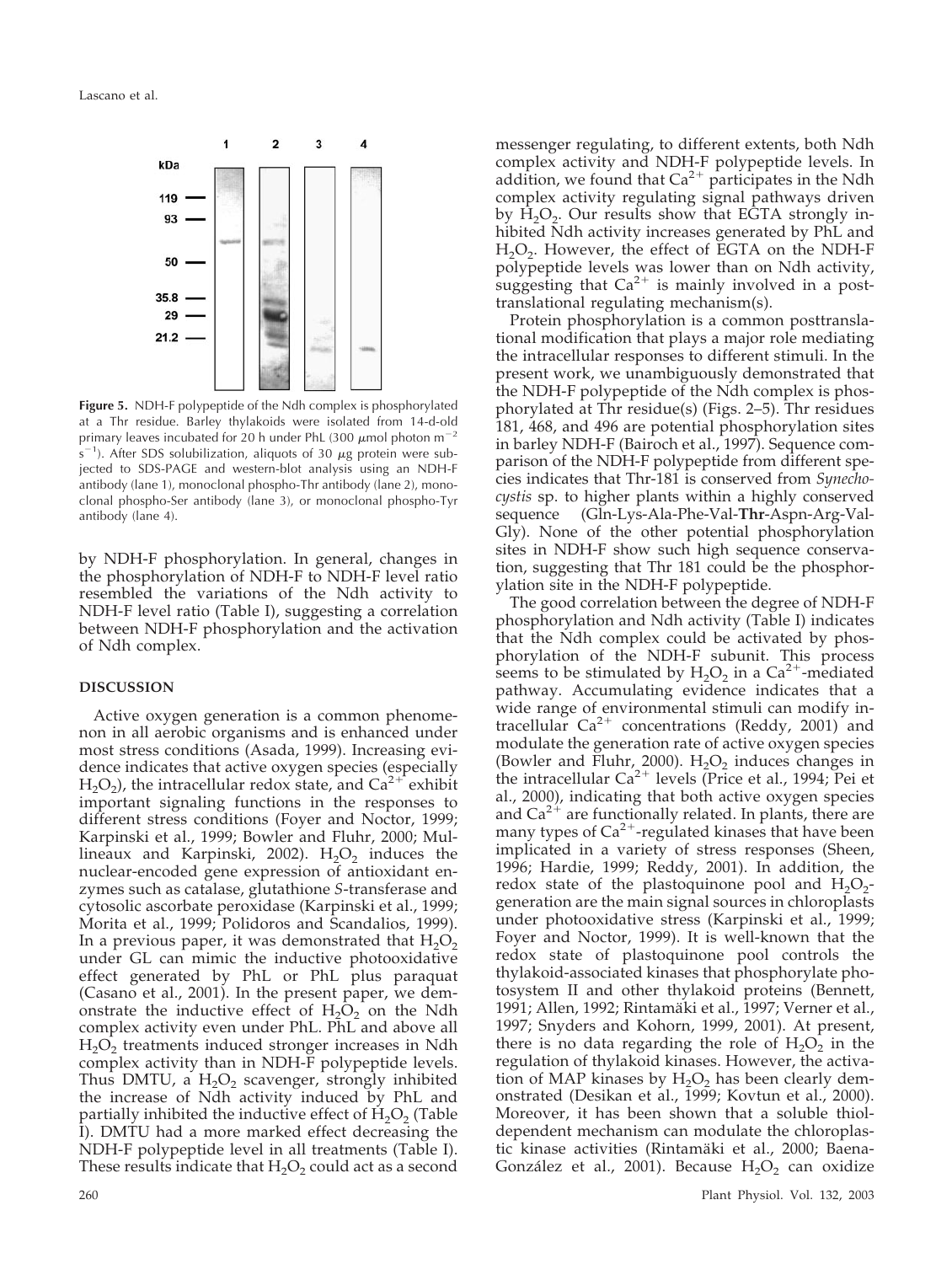**Figure 5.** NDH-F polypeptide of the Ndh complex is phosphorylated at a Thr residue. Barley thylakoids were isolated from 14-d-old primary leaves incubated for 20 h under PhL (300 $\mu$mol photon $m^{-2}$ $s^{-1}$). After SDS solubilization, aliquots of 30 $\mu$g protein were subjected to SDS-PAGE and western-blot analysis using an NDH-F antibody (lane 1), monoclonal phospho-Thr antibody (lane 2), monoclonal phospho-Ser antibody (lane 3), or monoclonal phospho-Tyr antibody (lane 4).

by NDH-F phosphorylation. In general, changes in the phosphorylation of NDH-F to NDH-F level ratio resembled the variations of the Ndh activity to NDH-F level ratio (Table I), suggesting a correlation between NDH-F phosphorylation and the activation of Ndh complex.

## DISCUSSION

Active oxygen generation is a common phenomenon in all aerobic organisms and is enhanced under most stress conditions (Asada, 1999). Increasing evidence indicates that active oxygen species (especially $H_2O_2$), the intracellular redox state, and $Ca^{2+}$ exhibit important signaling functions in the responses to different stress conditions (Foyer and Noctor, 1999; Karpinski et al., 1999; Bowler and Fluhr, 2000; Mullineaux and Karpinski, 2002). $H_2O_2$ induces the nuclear-encoded gene expression of antioxidant enzymes such as catalase, glutathione *S*-transferase and cytosolic ascorbate peroxidase (Karpinski et al., 1999; Morita et al., 1999; Polidoros and Scandalios, 1999). In a previous paper, it was demonstrated that $H_2O_2$ under GL can mimic the inductive photooxidative effect generated by PhL or PhL plus paraquat (Casano et al., 2001). In the present paper, we demonstrate the inductive effect of $H_2O_2$ on the Ndh complex activity even under PhL. PhL and above all $H_2O_2$ treatments induced stronger increases in Ndh complex activity than in NDH-F polypeptide levels. Thus DMTU, a $H_2O_2$ scavenger, strongly inhibited the increase of Ndh activity induced by PhL and partially inhibited the inductive effect of $H_2O_2$ (Table I). DMTU had a more marked effect decreasing the NDH-F polypeptide level in all treatments (Table I). These results indicate that $H_2O_2$ could act as a second messenger regulating, to different extents, both Ndh complex activity and NDH-F polypeptide levels. In addition, we found that $Ca^{2+}$ participates in the Ndh complex activity regulating signal pathways driven by $H_2O_2$. Our results show that EGTA strongly inhibited Ndh activity increases generated by PhL and $H_2O_2$. However, the effect of EGTA on the NDH-F polypeptide levels was lower than on Ndh activity, suggesting that $Ca^{2+}$ is mainly involved in a posttranslational regulating mechanism(s).

Protein phosphorylation is a common posttranslational modification that plays a major role mediating the intracellular responses to different stimuli. In the present work, we unambiguously demonstrated that the NDH-F polypeptide of the Ndh complex is phosphorylated at Thr residue(s) (Figs. 2–5). Thr residues 181, 468, and 496 are potential phosphorylation sites in barley NDH-F (Bairoch et al., 1997). Sequence comparison of the NDH-F polypeptide from different species indicates that Thr-181 is conserved from *Synechocystis* sp. to higher plants within a highly conserved sequence (Gln-Lys-Ala-Phe-Val-**Thr**-Aspn-Arg-Val-Gly). None of the other potential phosphorylation sites in NDH-F show such high sequence conservation, suggesting that Thr 181 could be the phosphorylation site in the NDH-F polypeptide.

The good correlation between the degree of NDH-F phosphorylation and Ndh activity (Table I) indicates that the Ndh complex could be activated by phosphorylation of the NDH-F subunit. This process seems to be stimulated by $H_2O_2$ in a $Ca^{2+}$-mediated pathway. Accumulating evidence indicates that a wide range of environmental stimuli can modify intracellular $Ca^{2+}$ concentrations (Reddy, 2001) and modulate the generation rate of active oxygen species (Bowler and Fluhr, 2000). $H_2O_2$ induces changes in the intracellular $Ca^{2+}$ levels (Price et al., 1994; Pei et al., 2000), indicating that both active oxygen species and $Ca^{2+}$ are functionally related. In plants, there are many types of $Ca^{2+}$-regulated kinases that have been implicated in a variety of stress responses (Sheen, 1996; Hardie, 1999; Reddy, 2001). In addition, the redox state of the plastoquinone pool and $H_2O_2$-generation are the main signal sources in chloroplasts under photooxidative stress (Karpinski et al., 1999; Foyer and Noctor, 1999). It is well-known that the redox state of plastoquinone pool controls the thylakoid-associated kinases that phosphorylate photosystem II and other thylakoid proteins (Bennett, 1991; Allen, 1992; Rintamäki et al., 1997; Verner et al., 1997; Snyders and Kohorn, 1999, 2001). At present, there is no data regarding the role of $H_2O_2$ in the regulation of thylakoid kinases. However, the activation of MAP kinases by $H_2O_2$ has been clearly demonstrated (Desikan et al., 1999; Kovtun et al., 2000). Moreover, it has been shown that a soluble thiol-dependent mechanism can modulate the chloroplastic kinase activities (Rintamäki et al., 2000; Baena-González et al., 2001). Because $H_2O_2$ can oxidize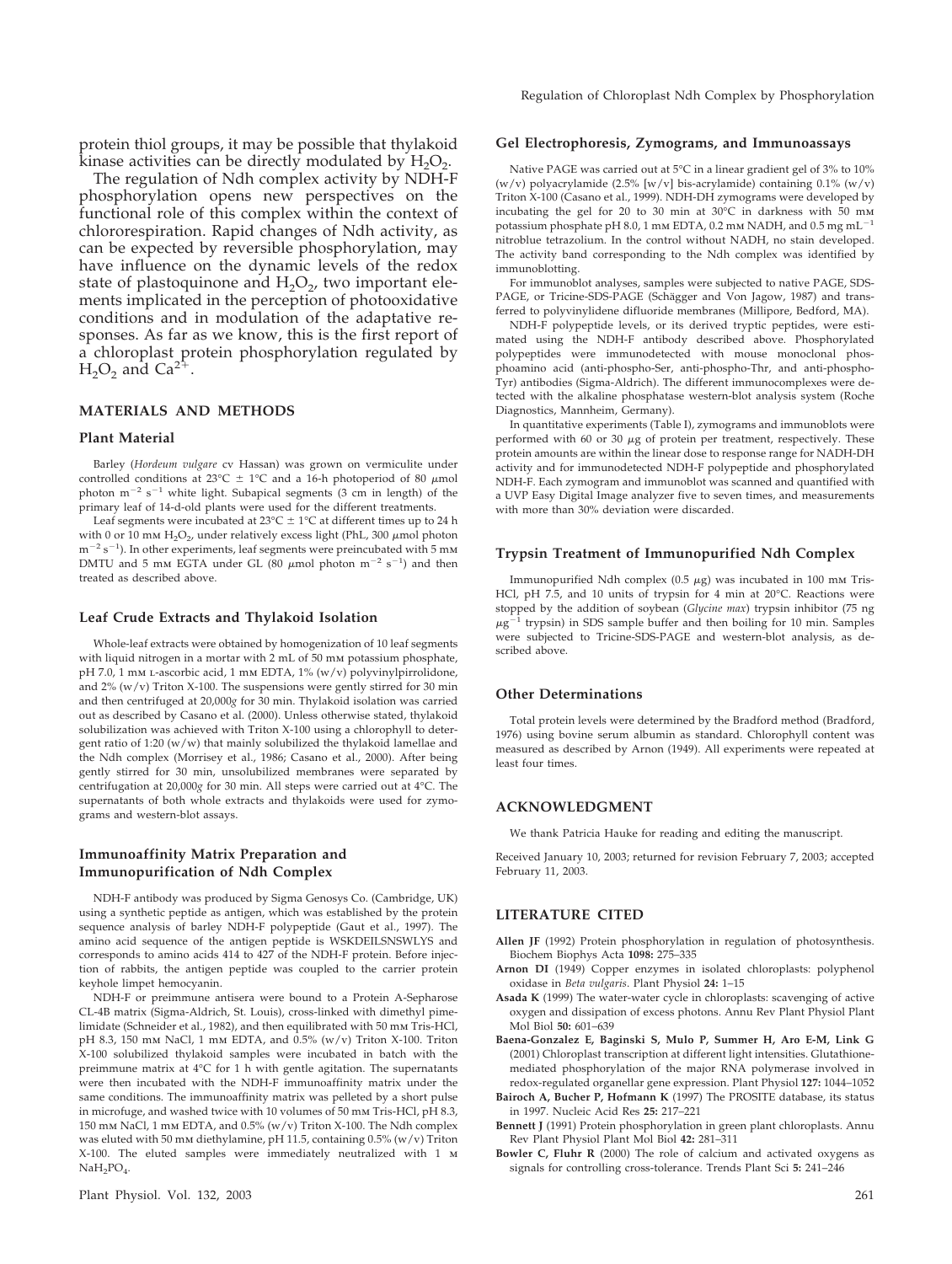protein thiol groups, it may be possible that thylakoid kinase activities can be directly modulated by $H_2O_2$.

The regulation of Ndh complex activity by NDH-F phosphorylation opens new perspectives on the functional role of this complex within the context of chlororespiration. Rapid changes of Ndh activity, as can be expected by reversible phosphorylation, may have influence on the dynamic levels of the redox state of plastoquinone and $H_2O_2$, two important elements implicated in the perception of photooxidative conditions and in modulation of the adaptative responses. As far as we know, this is the first report of a chloroplast protein phosphorylation regulated by $H_2O_2$ and $Ca^{2+}$.

## MATERIALS AND METHODS

### Plant Material

Barley (*Hordeum vulgare* cv Hassan) was grown on vermiculite under controlled conditions at 23°C ± 1°C and a 16-h photoperiod of 80 $\mu$mol photon $m^{-2}$ $s^{-1}$ white light. Subapical segments (3 cm in length) of the primary leaf of 14-d-old plants were used for the different treatments.

Leaf segments were incubated at 23°C ± 1°C at different times up to 24 h with 0 or 10 mM $H_2O_2$, under relatively excess light (PhL, 300 $\mu$mol photon $m^{-2}$ $s^{-1}$). In other experiments, leaf segments were preincubated with 5 mM DMTU and 5 mM EGTA under GL (80 $\mu$mol photon $m^{-2}$ $s^{-1}$) and then treated as described above.

### Leaf Crude Extracts and Thylakoid Isolation

Whole-leaf extracts were obtained by homogenization of 10 leaf segments with liquid nitrogen in a mortar with 2 mL of 50 mM potassium phosphate, pH 7.0, 1 mM L-ascorbic acid, 1 mM EDTA, 1% (w/v) polyvinylpirrolidone, and 2% (w/v) Triton X-100. The suspensions were gently stirred for 30 min and then centrifuged at 20,000*g* for 30 min. Thylakoid isolation was carried out as described by Casano et al. (2000). Unless otherwise stated, thylakoid solubilization was achieved with Triton X-100 using a chlorophyll to detergent ratio of 1:20 (w/w) that mainly solubilized the thylakoid lamellae and the Ndh complex (Morrisey et al., 1986; Casano et al., 2000). After being gently stirred for 30 min, unsolubilized membranes were separated by centrifugation at 20,000*g* for 30 min. All steps were carried out at 4°C. The supernatants of both whole extracts and thylakoids were used for zymograms and western-blot assays.

### Immunoaffinity Matrix Preparation and Immunopurification of Ndh Complex

NDH-F antibody was produced by Sigma Genosys Co. (Cambridge, UK) using a synthetic peptide as antigen, which was established by the protein sequence analysis of barley NDH-F polypeptide (Gaut et al., 1997). The amino acid sequence of the antigen peptide is WSKDEILSNSWLYS and corresponds to amino acids 414 to 427 of the NDH-F protein. Before injection of rabbits, the antigen peptide was coupled to the carrier protein keyhole limpet hemocyanin.

NDH-F or preimmune antisera were bound to a Protein A-Sepharose CL-4B matrix (Sigma-Aldrich, St. Louis), cross-linked with dimethyl pimelimidate (Schneider et al., 1982), and then equilibrated with 50 mM Tris-HCl, pH 8.3, 150 mM NaCl, 1 mM EDTA, and 0.5% (v/v) Triton X-100. Triton X-100 solubilized thylakoid samples were incubated in batch with the preimmune matrix at 4°C for 1 h with gentle agitation. The supernatants were then incubated with the NDH-F immunoaffinity matrix under the same conditions. The immunoaffinity matrix was pelleted by a short pulse in microfuge, and washed twice with 10 volumes of 50 mM Tris-HCl, pH 8.3, 150 mM NaCl, 1 mM EDTA, and 0.5% (w/v) Triton X-100. The Ndh complex was eluted with 50 mM diethylamine, pH 11.5, containing 0.5% (w/v) Triton X-100. The eluted samples were immediately neutralized with 1 M $NaH_2PO_4$.

### Gel Electrophoresis, Zymograms, and Immunoassays

Native PAGE was carried out at 5°C in a linear gradient gel of 3% to 10% (w/v) polyacrylamide (2.5% [w/v] bis-acrylamide) containing 0.1% (w/v) Triton X-100 (Casano et al., 1999). NDH-DH zymograms were developed by incubating the gel for 20 to 30 min at 30°C in darkness with 50 mM potassium phosphate pH 8.0, 1 mM EDTA, 0.2 mM NADH, and 0.5 mg $mL^{-1}$ nitroblue tetrazolium. In the control without NADH, no stain developed. The activity band corresponding to the Ndh complex was identified by immunoblotting.

For immunoblot analyses, samples were subjected to native PAGE, SDS-PAGE, or Tricine-SDS-PAGE (Schägger and Von Jagow, 1987) and transferred to polyvinylidene difluoride membranes (Millipore, Bedford, MA).

NDH-F polypeptide levels, or its derived tryptic peptides, were estimated using the NDH-F antibody described above. Phosphorylated polypeptides were immunodetected with mouse monoclonal phosphoamino acid (anti-phospho-Ser, anti-phospho-Thr, and anti-phospho-Tyr) antibodies (Sigma-Aldrich). The different immunocomplexes were detected with the alkaline phosphatase western-blot analysis system (Roche Diagnostics, Mannheim, Germany).

In quantitative experiments (Table I), zymograms and immunoblots were performed with 60 or 30 $\mu$g of protein per treatment, respectively. These protein amounts are within the linear dose to response range for NADH-DH activity and for immunodetected NDH-F polypeptide and phosphorylated NDH-F. Each zymogram and immunoblot was scanned and quantified with a UVP Easy Digital Image analyzer five to seven times, and measurements with more than 30% deviation were discarded.

### Trypsin Treatment of Immunopurified Ndh Complex

Immunopurified Ndh complex (0.5 $\mu$g) was incubated in 100 mM Tris-HCl, pH 7.5, and 10 units of trypsin for 4 min at 20°C. Reactions were stopped by the addition of soybean (*Glycine max*) trypsin inhibitor (75 ng $\mu g^{-1}$ trypsin) in SDS sample buffer and then boiling for 10 min. Samples were subjected to Tricine-SDS-PAGE and western-blot analysis, as described above.

### Other Determinations

Total protein levels were determined by the Bradford method (Bradford, 1976) using bovine serum albumin as standard. Chlorophyll content was measured as described by Arnon (1949). All experiments were repeated at least four times.

## ACKNOWLEDGMENT

We thank Patricia Hauke for reading and editing the manuscript.

Received January 10, 2003; returned for revision February 7, 2003; accepted February 11, 2003.

## LITERATURE CITED

**Allen JF** (1992) Protein phosphorylation in regulation of photosynthesis. Biochem Biophys Acta **1098:** 275–335

**Arnon DI** (1949) Copper enzymes in isolated chloroplasts: polyphenol oxidase in *Beta vulgaris*. Plant Physiol **24:** 1–15

**Asada K** (1999) The water-water cycle in chloroplasts: scavenging of active oxygen and dissipation of excess photons. Annu Rev Plant Physiol Plant Mol Biol **50:** 601–639

**Baena-Gonzalez E, Baginski S, Mulo P, Summer H, Aro E-M, Link G** (2001) Chloroplast transcription at different light intensities. Glutathione-mediated phosphorylation of the major RNA polymerase involved in redox-regulated organellar gene expression. Plant Physiol **127:** 1044–1052

**Bairoch A, Bucher P, Hofmann K** (1997) The PROSITE database, its status in 1997. Nucleic Acid Res **25:** 217–221

**Bennett J** (1991) Protein phosphorylation in green plant chloroplasts. Annu Rev Plant Physiol Plant Mol Biol **42:** 281–311

**Bowler C, Fluhr R** (2000) The role of calcium and activated oxygens as signals for controlling cross-tolerance. Trends Plant Sci **5:** 241–246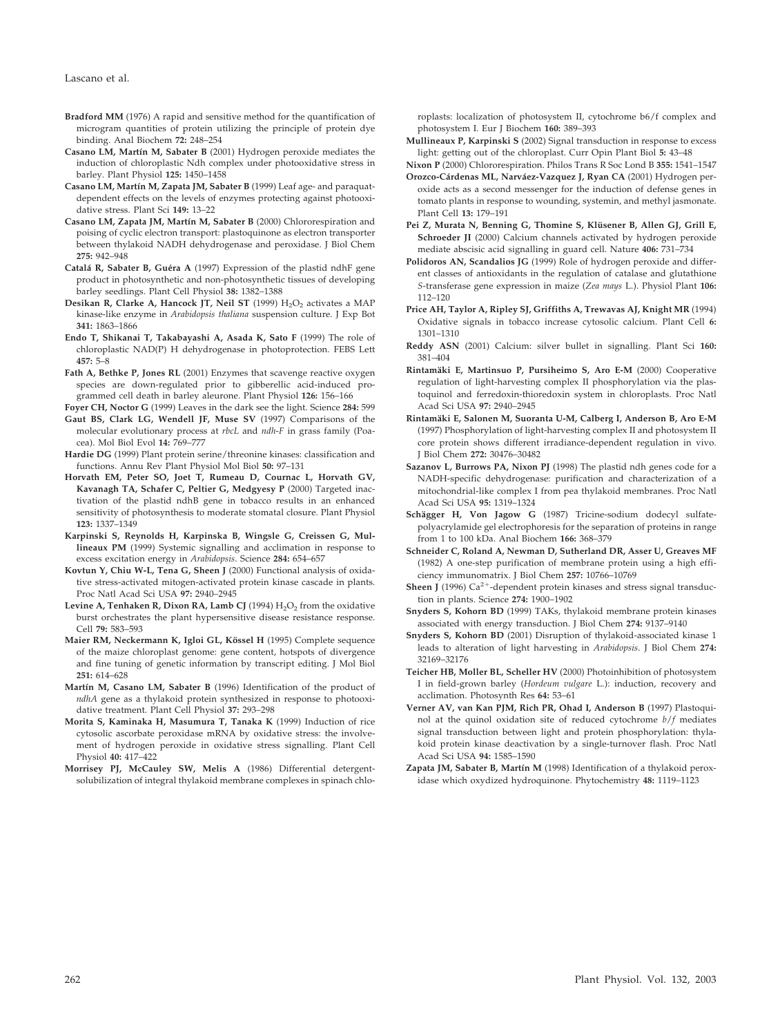**Bradford MM** (1976) A rapid and sensitive method for the quantification of microgram quantities of protein utilizing the principle of protein dye binding. Anal Biochem **72:** 248–254

**Casano LM, Martín M, Sabater B** (2001) Hydrogen peroxide mediates the induction of chloroplastic Ndh complex under photooxidative stress in barley. Plant Physiol **125:** 1450–1458

**Casano LM, Martín M, Zapata JM, Sabater B** (1999) Leaf age- and paraquat-dependent effects on the levels of enzymes protecting against photooxidative stress. Plant Sci **149:** 13–22

**Casano LM, Zapata JM, Martín M, Sabater B** (2000) Chlororespiration and poising of cyclic electron transport: plastoquinone as electron transporter between thylakoid NADH dehydrogenase and peroxidase. J Biol Chem **275:** 942–948

**Catalá R, Sabater B, Guéra A** (1997) Expression of the plastid ndhF gene product in photosynthetic and non-photosynthetic tissues of developing barley seedlings. Plant Cell Physiol **38:** 1382–1388

**Desikan R, Clarke A, Hancock JT, Neil ST** (1999) $H_2O_2$ activates a MAP kinase-like enzyme in *Arabidopsis thaliana* suspension culture. J Exp Bot **341:** 1863–1866

**Endo T, Shikanai T, Takabayashi A, Asada K, Sato F** (1999) The role of chloroplastic NAD(P) H dehydrogenase in photoprotection. FEBS Lett **457:** 5–8

**Fath A, Bethke P, Jones RL** (2001) Enzymes that scavenge reactive oxygen species are down-regulated prior to gibberellic acid-induced programmed cell death in barley aleurone. Plant Physiol **126:** 156–166

**Foyer CH, Noctor G** (1999) Leaves in the dark see the light. Science **284:** 599

**Gaut BS, Clark LG, Wendell JF, Muse SV** (1997) Comparisons of the molecular evolutionary process at *rbcL* and *ndh-F* in grass family (Poacea). Mol Biol Evol **14:** 769–777

**Hardie DG** (1999) Plant protein serine/threonine kinases: classification and functions. Annu Rev Plant Physiol Mol Biol **50:** 97–131

**Horvath EM, Peter SO, Joet T, Rumeau D, Cournac L, Horvath GV, Kavanagh TA, Schafer C, Peltier G, Medgyesy P** (2000) Targeted inactivation of the plastid ndhB gene in tobacco results in an enhanced sensitivity of photosynthesis to moderate stomatal closure. Plant Physiol **123:** 1337–1349

**Karpinski S, Reynolds H, Karpinska B, Wingsle G, Creissen G, Mullineaux PM** (1999) Systemic signalling and acclimation in response to excess excitation energy in *Arabidopsis*. Science **284:** 654–657

**Kovtun Y, Chiu W-L, Tena G, Sheen J** (2000) Functional analysis of oxidative stress-activated mitogen-activated protein kinase cascade in plants. Proc Natl Acad Sci USA **97:** 2940–2945

**Levine A, Tenhaken R, Dixon RA, Lamb CJ** (1994) $H_2O_2$ from the oxidative burst orchestrates the plant hypersensitive disease resistance response. Cell **79:** 583–593

**Maier RM, Neckermann K, Igloi GL, Kössel H** (1995) Complete sequence of the maize chloroplast genome: gene content, hotspots of divergence and fine tuning of genetic information by transcript editing. J Mol Biol **251:** 614–628

**Martín M, Casano LM, Sabater B** (1996) Identification of the product of *ndhA* gene as a thylakoid protein synthesized in response to photooxidative treatment. Plant Cell Physiol **37:** 293–298

**Morita S, Kaminaka H, Masumura T, Tanaka K** (1999) Induction of rice cytosolic ascorbate peroxidase mRNA by oxidative stress: the involvement of hydrogen peroxide in oxidative stress signalling. Plant Cell Physiol **40:** 417–422

**Morrisey PJ, McCauley SW, Melis A** (1986) Differential detergent-solubilization of integral thylakoid membrane complexes in spinach chloroplasts: localization of photosystem II, cytochrome b6/f complex and photosystem I. Eur J Biochem **160:** 389–393

**Mullineaux P, Karpinski S** (2002) Signal transduction in response to excess light: getting out of the chloroplast. Curr Opin Plant Biol **5:** 43–48

**Nixon P** (2000) Chlororespiration. Philos Trans R Soc Lond B **355:** 1541–1547

**Orozco-Cárdenas ML, Narváez-Vazquez J, Ryan CA** (2001) Hydrogen peroxide acts as a second messenger for the induction of defense genes in tomato plants in response to wounding, systemin, and methyl jasmonate. Plant Cell **13:** 179–191

**Pei Z, Murata N, Benning G, Thomine S, Klüsener B, Allen GJ, Grill E, Schroeder JI** (2000) Calcium channels activated by hydrogen peroxide mediate abscisic acid signalling in guard cell. Nature **406:** 731–734

**Polidoros AN, Scandalios JG** (1999) Role of hydrogen peroxide and different classes of antioxidants in the regulation of catalase and glutathione *S*-transferase gene expression in maize (*Zea mays* L.). Physiol Plant **106:** 112–120

**Price AH, Taylor A, Ripley SJ, Griffiths A, Trewavas AJ, Knight MR** (1994) Oxidative signals in tobacco increase cytosolic calcium. Plant Cell **6:** 1301–1310

**Reddy ASN** (2001) Calcium: silver bullet in signalling. Plant Sci **160:** 381–404

**Rintamäki E, Martinsuo P, Pursiheimo S, Aro E-M** (2000) Cooperative regulation of light-harvesting complex II phosphorylation via the plastoquinol and ferredoxin-thioredoxin system in chloroplasts. Proc Natl Acad Sci USA **97:** 2940–2945

**Rintamäki E, Salonen M, Suoranta U-M, Calberg I, Anderson B, Aro E-M** (1997) Phosphorylation of light-harvesting complex II and photosystem II core protein shows different irradiance-dependent regulation in vivo. J Biol Chem **272:** 30476–30482

**Sazanov L, Burrows PA, Nixon PJ** (1998) The plastid ndh genes code for a NADH-specific dehydrogenase: purification and characterization of a mitochondrial-like complex I from pea thylakoid membranes. Proc Natl Acad Sci USA **95:** 1319–1324

**Schägger H, Von Jagow G** (1987) Tricine-sodium dodecyl sulfate-polyacrylamide gel electrophoresis for the separation of proteins in range from 1 to 100 kDa. Anal Biochem **166:** 368–379

**Schneider C, Roland A, Newman D, Sutherland DR, Asser U, Greaves MF** (1982) A one-step purification of membrane protein using a high efficiency immunomatrix. J Biol Chem **257:** 10766–10769

**Sheen J** (1996) $Ca^{2+}$-dependent protein kinases and stress signal transduction in plants. Science **274:** 1900–1902

**Snyders S, Kohorn BD** (1999) TAKs, thylakoid membrane protein kinases associated with energy transduction. J Biol Chem **274:** 9137–9140

**Snyders S, Kohorn BD** (2001) Disruption of thylakoid-associated kinase 1 leads to alteration of light harvesting in *Arabidopsis*. J Biol Chem **274:** 32169–32176

**Teicher HB, Moller BL, Scheller HV** (2000) Photoinhibition of photosystem I in field-grown barley (*Hordeum vulgare* L.): induction, recovery and acclimation. Photosynth Res **64:** 53–61

**Verner AV, van Kan PJM, Rich PR, Ohad I, Anderson B** (1997) Plastoquinol at the quinol oxidation site of reduced cytochrome *b/f* mediates signal transduction between light and protein phosphorylation: thylakoid protein kinase deactivation by a single-turnover flash. Proc Natl Acad Sci USA **94:** 1585–1590

**Zapata JM, Sabater B, Martín M** (1998) Identification of a thylakoid peroxidase which oxydized hydroquinone. Phytochemistry **48:** 1119–1123